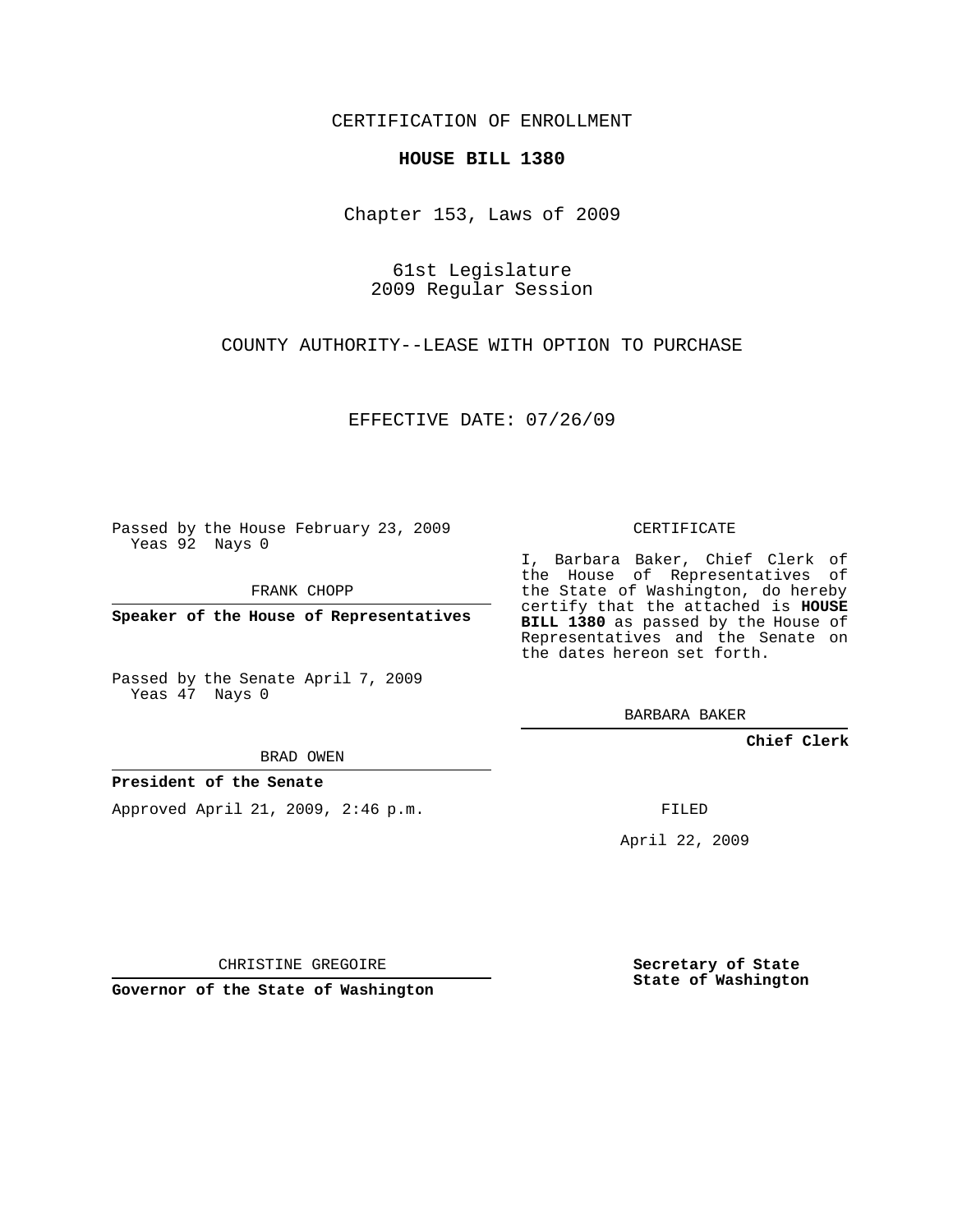CERTIFICATION OF ENROLLMENT

**HOUSE BILL 1380**

Chapter 153, Laws of 2009

61st Legislature
2009 Regular Session

COUNTY AUTHORITY--LEASE WITH OPTION TO PURCHASE

EFFECTIVE DATE: 07/26/09

Passed by the House February 23, 2009
Yeas 92 Nays 0

FRANK CHOPP

**Speaker of the House of Representatives**

Passed by the Senate April 7, 2009
Yeas 47 Nays 0

BRAD OWEN

**President of the Senate**

Approved April 21, 2009, 2:46 p.m.

CHRISTINE GREGOIRE

**Governor of the State of Washington**

CERTIFICATE

I, Barbara Baker, Chief Clerk of the House of Representatives of the State of Washington, do hereby certify that the attached is **HOUSE BILL 1380** as passed by the House of Representatives and the Senate on the dates hereon set forth.

BARBARA BAKER

**Chief Clerk**

FILED

April 22, 2009

**Secretary of State**
**State of Washington**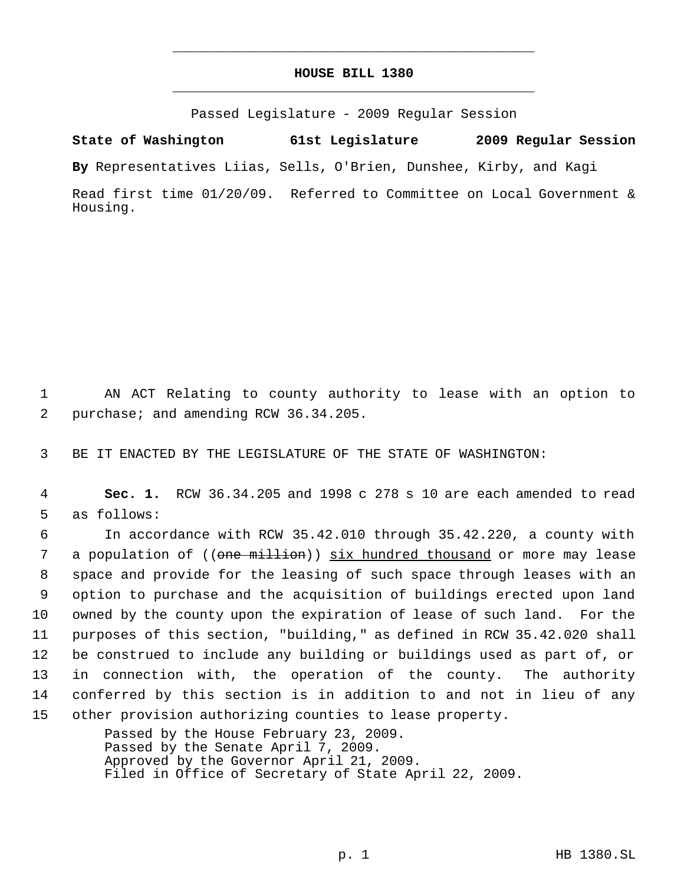# HOUSE BILL 1380

Passed Legislature - 2009 Regular Session

**State of Washington 61st Legislature 2009 Regular Session**

**By** Representatives Liias, Sells, O'Brien, Dunshee, Kirby, and Kagi

Read first time 01/20/09. Referred to Committee on Local Government & Housing.

AN ACT Relating to county authority to lease with an option to purchase; and amending RCW 36.34.205.

BE IT ENACTED BY THE LEGISLATURE OF THE STATE OF WASHINGTON:

**Sec. 1.** RCW 36.34.205 and 1998 c 278 s 10 are each amended to read as follows:

In accordance with RCW 35.42.010 through 35.42.220, a county with a population of ((~~one million~~)) <u>six hundred thousand</u> or more may lease space and provide for the leasing of such space through leases with an option to purchase and the acquisition of buildings erected upon land owned by the county upon the expiration of lease of such land. For the purposes of this section, "building," as defined in RCW 35.42.020 shall be construed to include any building or buildings used as part of, or in connection with, the operation of the county. The authority conferred by this section is in addition to and not in lieu of any other provision authorizing counties to lease property.

Passed by the House February 23, 2009.
Passed by the Senate April 7, 2009.
Approved by the Governor April 21, 2009.
Filed in Office of Secretary of State April 22, 2009.